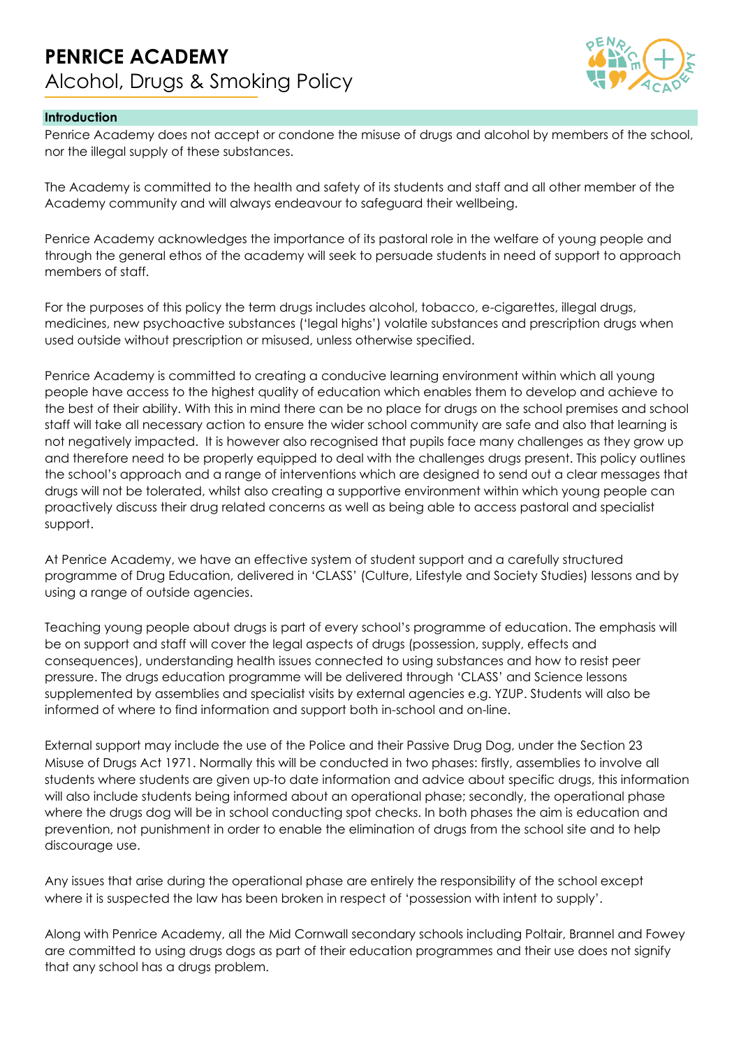# PENRICE ACADEMY

Alcohol, Drugs & Smoking Policy

## Introduction

Penrice Academy does not accept or condone the misuse of drugs and alcohol by members of the school, nor the illegal supply of these substances.

The Academy is committed to the health and safety of its students and staff and all other member of the Academy community and will always endeavour to safeguard their wellbeing.

Penrice Academy acknowledges the importance of its pastoral role in the welfare of young people and through the general ethos of the academy will seek to persuade students in need of support to approach members of staff.

For the purposes of this policy the term drugs includes alcohol, tobacco, e-cigarettes, illegal drugs, medicines, new psychoactive substances ('legal highs') volatile substances and prescription drugs when used outside without prescription or misused, unless otherwise specified.

Penrice Academy is committed to creating a conducive learning environment within which all young people have access to the highest quality of education which enables them to develop and achieve to the best of their ability. With this in mind there can be no place for drugs on the school premises and school staff will take all necessary action to ensure the wider school community are safe and also that learning is not negatively impacted. It is however also recognised that pupils face many challenges as they grow up and therefore need to be properly equipped to deal with the challenges drugs present. This policy outlines the school's approach and a range of interventions which are designed to send out a clear messages that drugs will not be tolerated, whilst also creating a supportive environment within which young people can proactively discuss their drug related concerns as well as being able to access pastoral and specialist support.

At Penrice Academy, we have an effective system of student support and a carefully structured programme of Drug Education, delivered in 'CLASS' (Culture, Lifestyle and Society Studies) lessons and by using a range of outside agencies.

Teaching young people about drugs is part of every school's programme of education. The emphasis will be on support and staff will cover the legal aspects of drugs (possession, supply, effects and consequences), understanding health issues connected to using substances and how to resist peer pressure. The drugs education programme will be delivered through 'CLASS' and Science lessons supplemented by assemblies and specialist visits by external agencies e.g. YZUP. Students will also be informed of where to find information and support both in-school and on-line.

External support may include the use of the Police and their Passive Drug Dog, under the Section 23 Misuse of Drugs Act 1971. Normally this will be conducted in two phases: firstly, assemblies to involve all students where students are given up-to date information and advice about specific drugs, this information will also include students being informed about an operational phase; secondly, the operational phase where the drugs dog will be in school conducting spot checks. In both phases the aim is education and prevention, not punishment in order to enable the elimination of drugs from the school site and to help discourage use.

Any issues that arise during the operational phase are entirely the responsibility of the school except where it is suspected the law has been broken in respect of 'possession with intent to supply'.

Along with Penrice Academy, all the Mid Cornwall secondary schools including Poltair, Brannel and Fowey are committed to using drugs dogs as part of their education programmes and their use does not signify that any school has a drugs problem.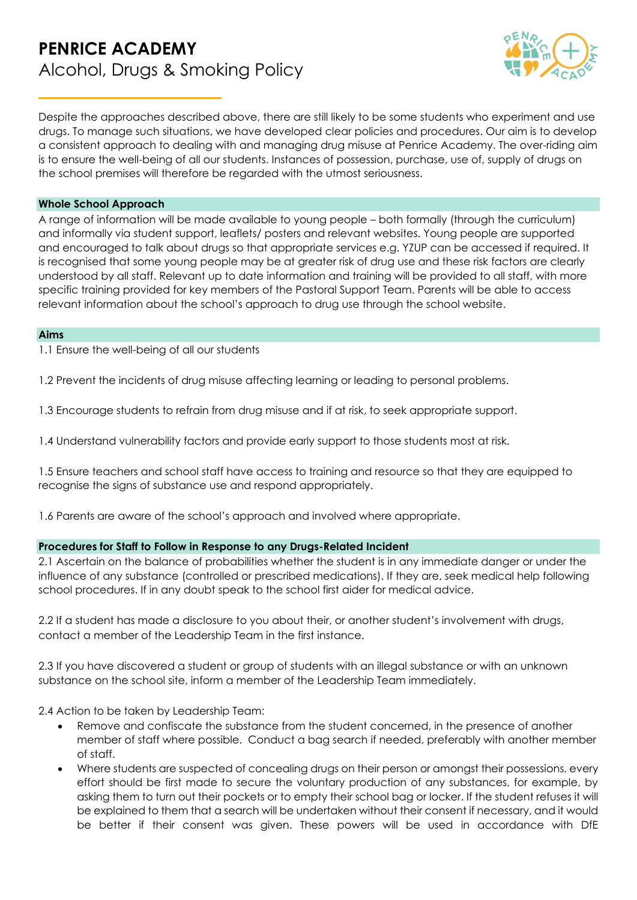Despite the approaches described above, there are still likely to be some students who experiment and use drugs. To manage such situations, we have developed clear policies and procedures. Our aim is to develop a consistent approach to dealing with and managing drug misuse at Penrice Academy. The over-riding aim is to ensure the well-being of all our students. Instances of possession, purchase, use of, supply of drugs on the school premises will therefore be regarded with the utmost seriousness.

### Whole School Approach

A range of information will be made available to young people – both formally (through the curriculum) and informally via student support, leaflets/ posters and relevant websites. Young people are supported and encouraged to talk about drugs so that appropriate services e.g. YZUP can be accessed if required. It is recognised that some young people may be at greater risk of drug use and these risk factors are clearly understood by all staff. Relevant up to date information and training will be provided to all staff, with more specific training provided for key members of the Pastoral Support Team. Parents will be able to access relevant information about the school's approach to drug use through the school website.

### Aims

1.1 Ensure the well-being of all our students

1.2 Prevent the incidents of drug misuse affecting learning or leading to personal problems.

1.3 Encourage students to refrain from drug misuse and if at risk, to seek appropriate support.

1.4 Understand vulnerability factors and provide early support to those students most at risk.

1.5 Ensure teachers and school staff have access to training and resource so that they are equipped to recognise the signs of substance use and respond appropriately.

1.6 Parents are aware of the school's approach and involved where appropriate.

### Procedures for Staff to Follow in Response to any Drugs-Related Incident

2.1 Ascertain on the balance of probabilities whether the student is in any immediate danger or under the influence of any substance (controlled or prescribed medications). If they are, seek medical help following school procedures. If in any doubt speak to the school first aider for medical advice.

2.2 If a student has made a disclosure to you about their, or another student's involvement with drugs, contact a member of the Leadership Team in the first instance.

2.3 If you have discovered a student or group of students with an illegal substance or with an unknown substance on the school site, inform a member of the Leadership Team immediately.

2.4 Action to be taken by Leadership Team:

- Remove and confiscate the substance from the student concerned, in the presence of another member of staff where possible. Conduct a bag search if needed, preferably with another member of staff.
- Where students are suspected of concealing drugs on their person or amongst their possessions, every effort should be first made to secure the voluntary production of any substances, for example, by asking them to turn out their pockets or to empty their school bag or locker. If the student refuses it will be explained to them that a search will be undertaken without their consent if necessary, and it would be better if their consent was given. These powers will be used in accordance with DfE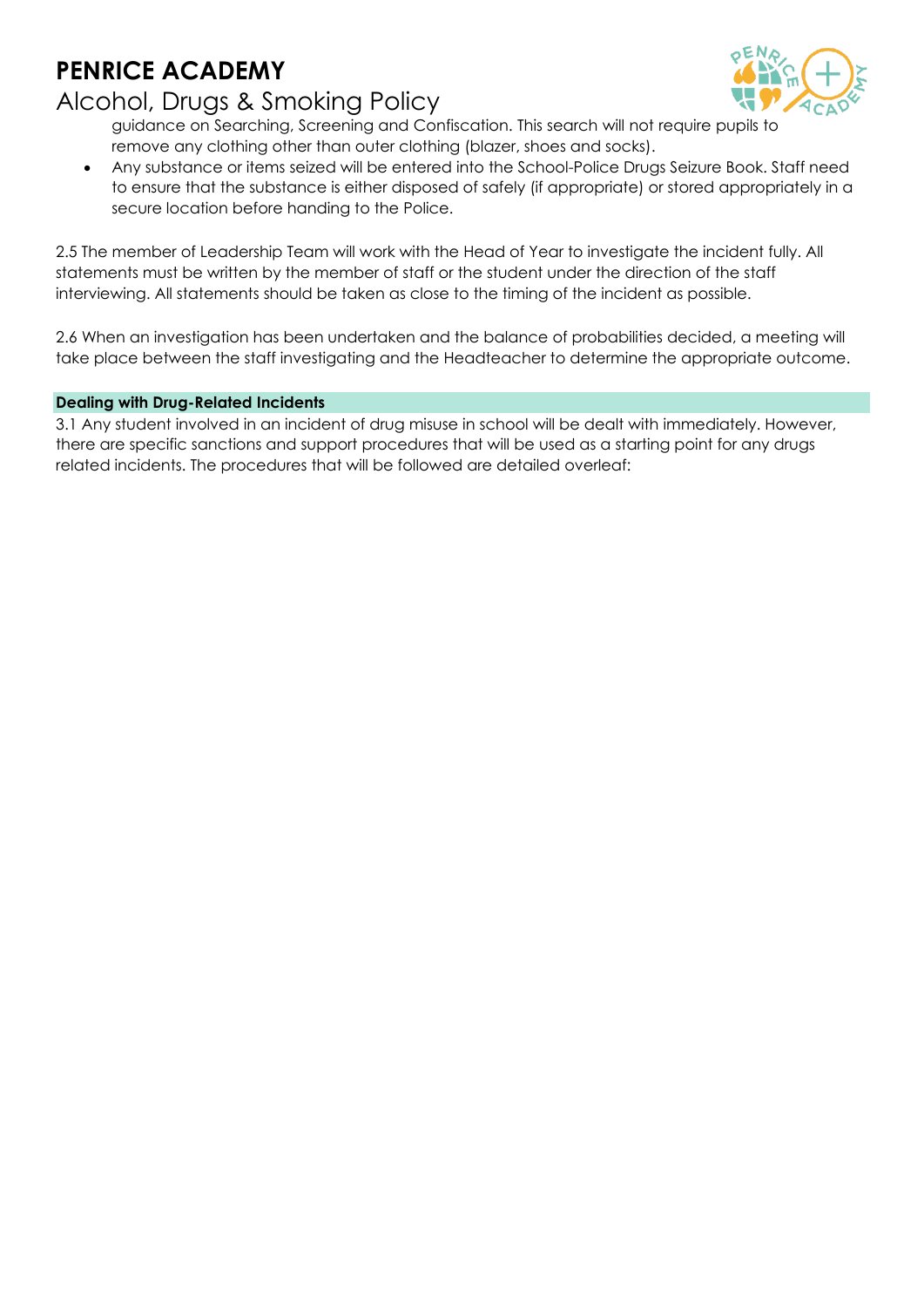guidance on Searching, Screening and Confiscation. This search will not require pupils to remove any clothing other than outer clothing (blazer, shoes and socks).

- Any substance or items seized will be entered into the School-Police Drugs Seizure Book. Staff need to ensure that the substance is either disposed of safely (if appropriate) or stored appropriately in a secure location before handing to the Police.

2.5 The member of Leadership Team will work with the Head of Year to investigate the incident fully. All statements must be written by the member of staff or the student under the direction of the staff interviewing. All statements should be taken as close to the timing of the incident as possible.

2.6 When an investigation has been undertaken and the balance of probabilities decided, a meeting will take place between the staff investigating and the Headteacher to determine the appropriate outcome.

**Dealing with Drug-Related Incidents**

3.1 Any student involved in an incident of drug misuse in school will be dealt with immediately. However, there are specific sanctions and support procedures that will be used as a starting point for any drugs related incidents. The procedures that will be followed are detailed overleaf: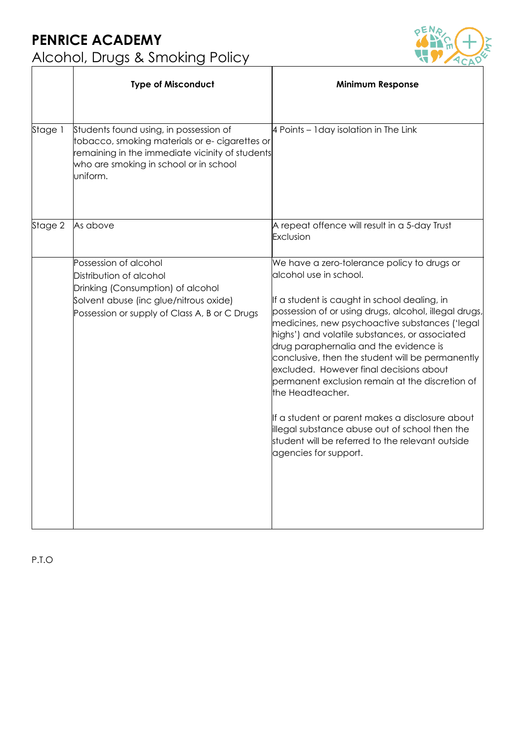# PENRICE ACADEMY

## Alcohol, Drugs & Smoking Policy

| | Type of Misconduct | Minimum Response |
|---|---|---|
| Stage 1 | Students found using, in possession of tobacco, smoking materials or e- cigarettes or remaining in the immediate vicinity of students who are smoking in school or in school uniform. | 4 Points – 1day isolation in The Link |
| Stage 2 | As above | A repeat offence will result in a 5-day Trust Exclusion |
| | Possession of alcohol<br>Distribution of alcohol<br>Drinking (Consumption) of alcohol<br>Solvent abuse (inc glue/nitrous oxide)<br>Possession or supply of Class A, B or C Drugs | We have a zero-tolerance policy to drugs or alcohol use in school.<br><br>If a student is caught in school dealing, in possession of or using drugs, alcohol, illegal drugs, medicines, new psychoactive substances ('legal highs') and volatile substances, or associated drug paraphernalia and the evidence is conclusive, then the student will be permanently excluded. However final decisions about permanent exclusion remain at the discretion of the Headteacher.<br><br>If a student or parent makes a disclosure about illegal substance abuse out of school then the student will be referred to the relevant outside agencies for support. |

P.T.O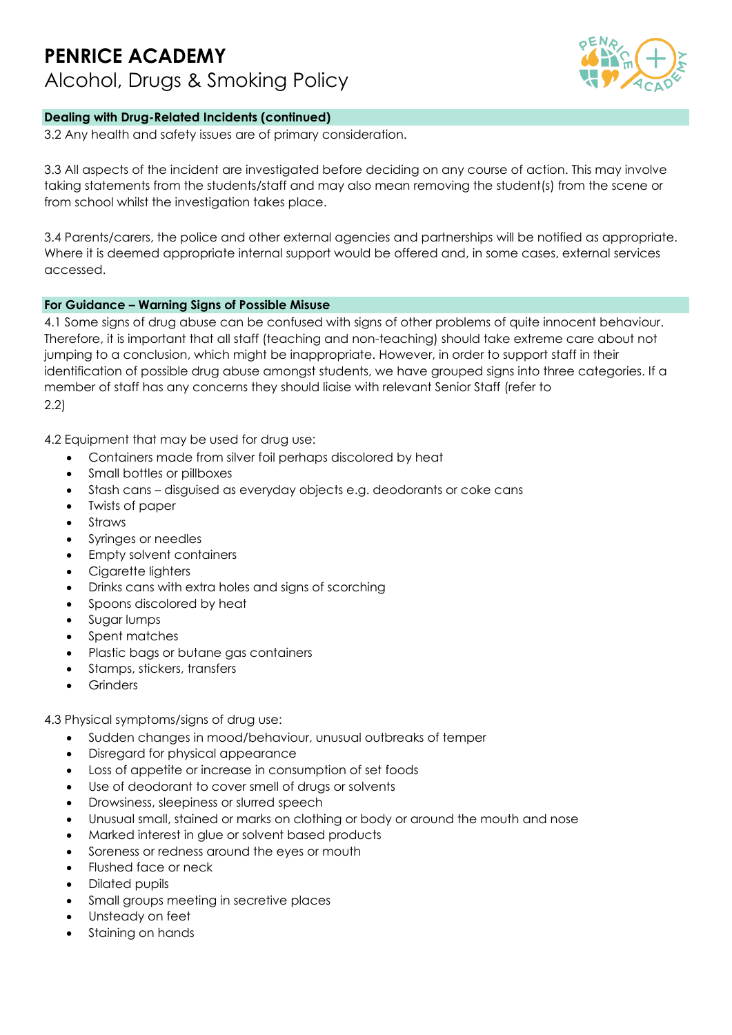# PENRICE ACADEMY
## Alcohol, Drugs & Smoking Policy

### Dealing with Drug-Related Incidents (continued)

3.2 Any health and safety issues are of primary consideration.

3.3 All aspects of the incident are investigated before deciding on any course of action. This may involve taking statements from the students/staff and may also mean removing the student(s) from the scene or from school whilst the investigation takes place.

3.4 Parents/carers, the police and other external agencies and partnerships will be notified as appropriate. Where it is deemed appropriate internal support would be offered and, in some cases, external services accessed.

### For Guidance – Warning Signs of Possible Misuse

4.1 Some signs of drug abuse can be confused with signs of other problems of quite innocent behaviour. Therefore, it is important that all staff (teaching and non-teaching) should take extreme care about not jumping to a conclusion, which might be inappropriate. However, in order to support staff in their identification of possible drug abuse amongst students, we have grouped signs into three categories. If a member of staff has any concerns they should liaise with relevant Senior Staff (refer to 2.2)

4.2 Equipment that may be used for drug use:

- Containers made from silver foil perhaps discolored by heat
- Small bottles or pillboxes
- Stash cans – disguised as everyday objects e.g. deodorants or coke cans
- Twists of paper
- Straws
- Syringes or needles
- Empty solvent containers
- Cigarette lighters
- Drinks cans with extra holes and signs of scorching
- Spoons discolored by heat
- Sugar lumps
- Spent matches
- Plastic bags or butane gas containers
- Stamps, stickers, transfers
- Grinders

4.3 Physical symptoms/signs of drug use:

- Sudden changes in mood/behaviour, unusual outbreaks of temper
- Disregard for physical appearance
- Loss of appetite or increase in consumption of set foods
- Use of deodorant to cover smell of drugs or solvents
- Drowsiness, sleepiness or slurred speech
- Unusual small, stained or marks on clothing or body or around the mouth and nose
- Marked interest in glue or solvent based products
- Soreness or redness around the eyes or mouth
- Flushed face or neck
- Dilated pupils
- Small groups meeting in secretive places
- Unsteady on feet
- Staining on hands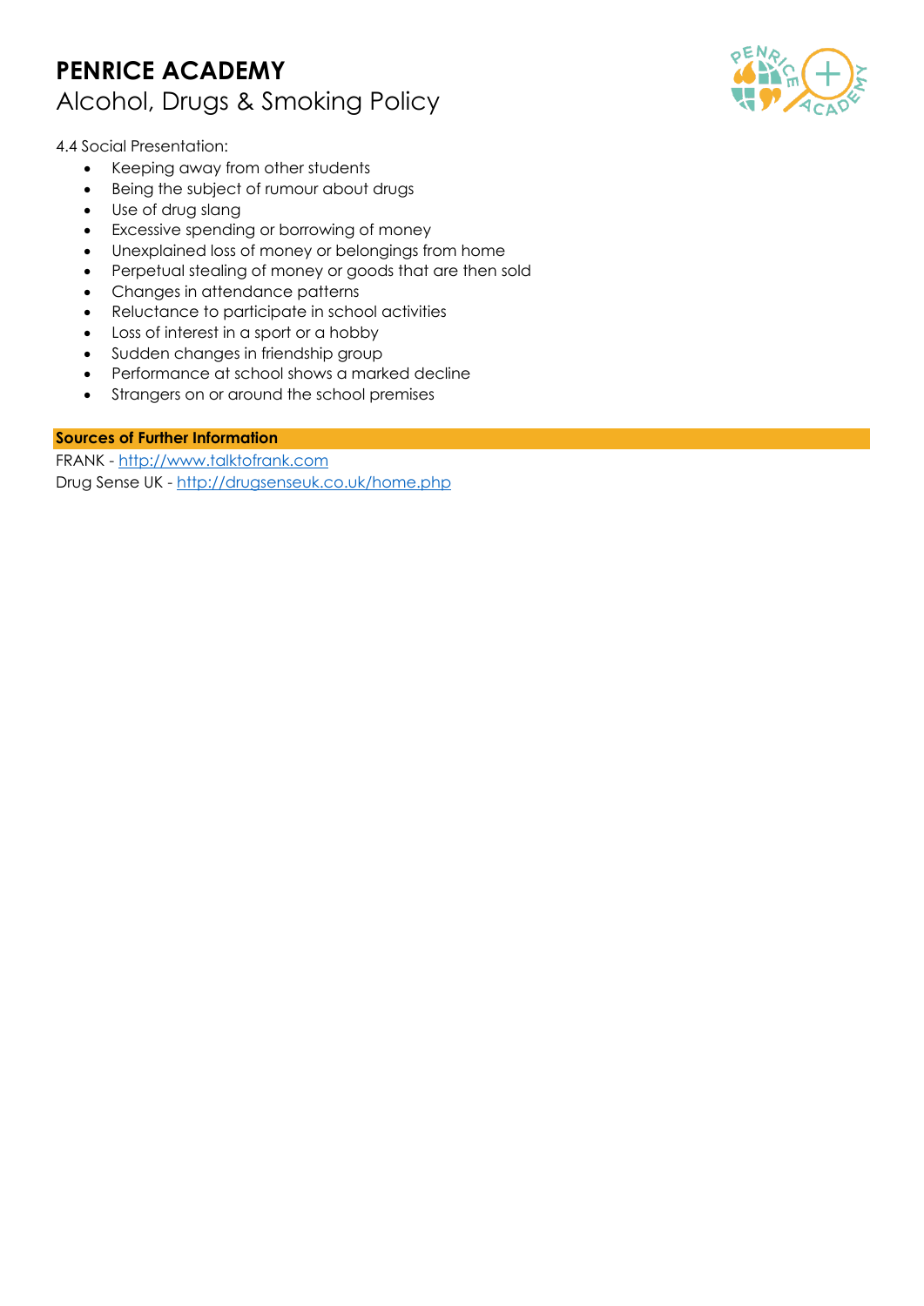4.4 Social Presentation:

- Keeping away from other students
- Being the subject of rumour about drugs
- Use of drug slang
- Excessive spending or borrowing of money
- Unexplained loss of money or belongings from home
- Perpetual stealing of money or goods that are then sold
- Changes in attendance patterns
- Reluctance to participate in school activities
- Loss of interest in a sport or a hobby
- Sudden changes in friendship group
- Performance at school shows a marked decline
- Strangers on or around the school premises

## Sources of Further Information

FRANK - http://www.talktofrank.com

Drug Sense UK - http://drugsenseuk.co.uk/home.php